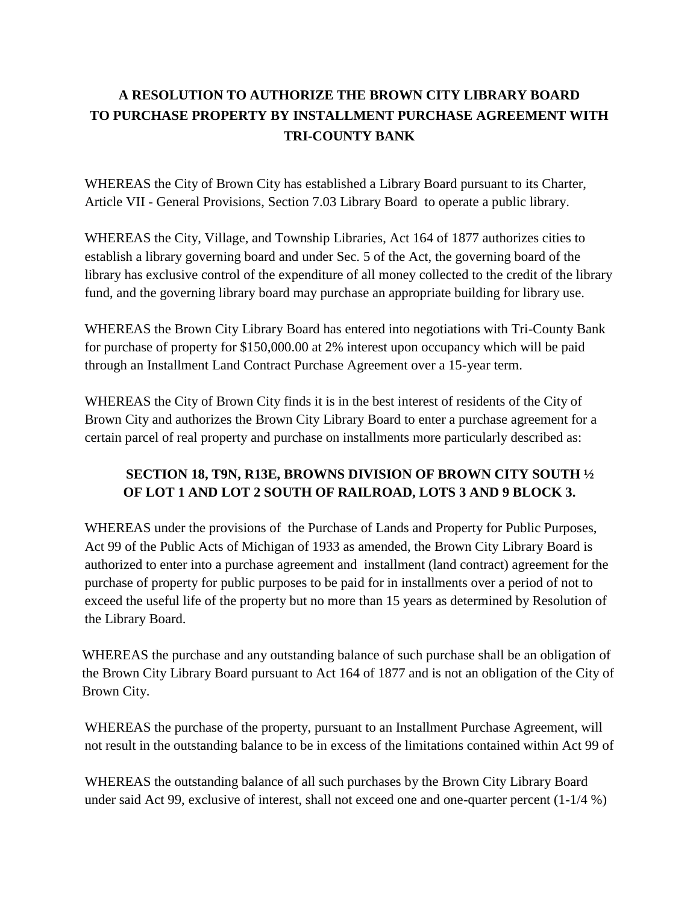# A RESOLUTION TO AUTHORIZE THE BROWN CITY LIBRARY BOARD TO PURCHASE PROPERTY BY INSTALLMENT PURCHASE AGREEMENT WITH TRI-COUNTY BANK

WHEREAS the City of Brown City has established a Library Board pursuant to its Charter, Article VII - General Provisions, Section 7.03 Library Board to operate a public library.

WHEREAS the City, Village, and Township Libraries, Act 164 of 1877 authorizes cities to establish a library governing board and under Sec. 5 of the Act, the governing board of the library has exclusive control of the expenditure of all money collected to the credit of the library fund, and the governing library board may purchase an appropriate building for library use.

WHEREAS the Brown City Library Board has entered into negotiations with Tri-County Bank for purchase of property for $150,000.00 at 2% interest upon occupancy which will be paid through an Installment Land Contract Purchase Agreement over a 15-year term.

WHEREAS the City of Brown City finds it is in the best interest of residents of the City of Brown City and authorizes the Brown City Library Board to enter a purchase agreement for a certain parcel of real property and purchase on installments more particularly described as:

**SECTION 18, T9N, R13E, BROWNS DIVISION OF BROWN CITY SOUTH ½ OF LOT 1 AND LOT 2 SOUTH OF RAILROAD, LOTS 3 AND 9 BLOCK 3.**

WHEREAS under the provisions of the Purchase of Lands and Property for Public Purposes, Act 99 of the Public Acts of Michigan of 1933 as amended, the Brown City Library Board is authorized to enter into a purchase agreement and installment (land contract) agreement for the purchase of property for public purposes to be paid for in installments over a period of not to exceed the useful life of the property but no more than 15 years as determined by Resolution of the Library Board.

WHEREAS the purchase and any outstanding balance of such purchase shall be an obligation of the Brown City Library Board pursuant to Act 164 of 1877 and is not an obligation of the City of Brown City.

WHEREAS the purchase of the property, pursuant to an Installment Purchase Agreement, will not result in the outstanding balance to be in excess of the limitations contained within Act 99 of

WHEREAS the outstanding balance of all such purchases by the Brown City Library Board under said Act 99, exclusive of interest, shall not exceed one and one-quarter percent (1-1/4 %)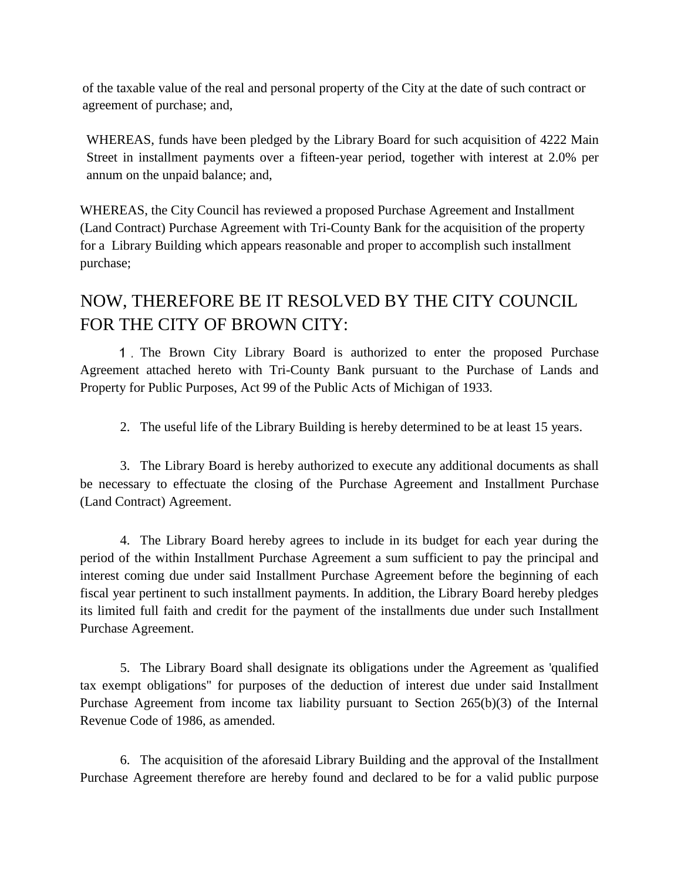of the taxable value of the real and personal property of the City at the date of such contract or agreement of purchase; and,

WHEREAS, funds have been pledged by the Library Board for such acquisition of 4222 Main Street in installment payments over a fifteen-year period, together with interest at 2.0% per annum on the unpaid balance; and,

WHEREAS, the City Council has reviewed a proposed Purchase Agreement and Installment (Land Contract) Purchase Agreement with Tri-County Bank for the acquisition of the property for a Library Building which appears reasonable and proper to accomplish such installment purchase;

## NOW, THEREFORE BE IT RESOLVED BY THE CITY COUNCIL FOR THE CITY OF BROWN CITY:

1. The Brown City Library Board is authorized to enter the proposed Purchase Agreement attached hereto with Tri-County Bank pursuant to the Purchase of Lands and Property for Public Purposes, Act 99 of the Public Acts of Michigan of 1933.

2. The useful life of the Library Building is hereby determined to be at least 15 years.

3. The Library Board is hereby authorized to execute any additional documents as shall be necessary to effectuate the closing of the Purchase Agreement and Installment Purchase (Land Contract) Agreement.

4. The Library Board hereby agrees to include in its budget for each year during the period of the within Installment Purchase Agreement a sum sufficient to pay the principal and interest coming due under said Installment Purchase Agreement before the beginning of each fiscal year pertinent to such installment payments. In addition, the Library Board hereby pledges its limited full faith and credit for the payment of the installments due under such Installment Purchase Agreement.

5. The Library Board shall designate its obligations under the Agreement as 'qualified tax exempt obligations" for purposes of the deduction of interest due under said Installment Purchase Agreement from income tax liability pursuant to Section 265(b)(3) of the Internal Revenue Code of 1986, as amended.

6. The acquisition of the aforesaid Library Building and the approval of the Installment Purchase Agreement therefore are hereby found and declared to be for a valid public purpose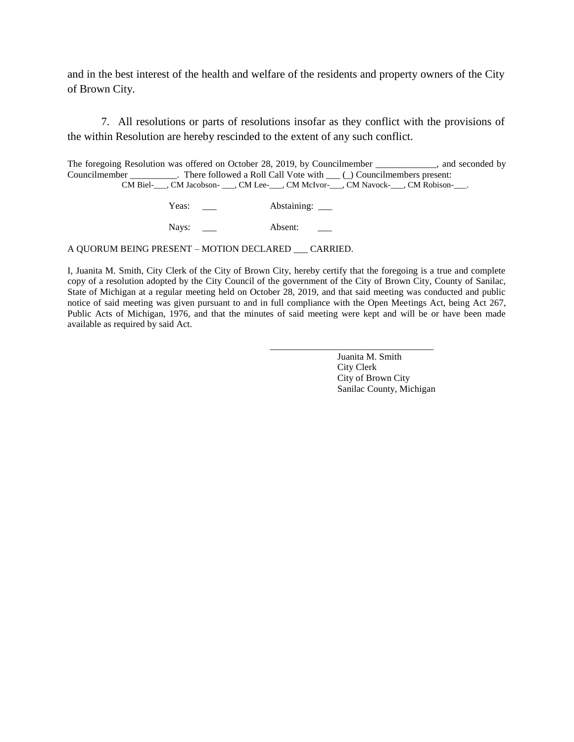and in the best interest of the health and welfare of the residents and property owners of the City of Brown City.

7. All resolutions or parts of resolutions insofar as they conflict with the provisions of the within Resolution are hereby rescinded to the extent of any such conflict.

The foregoing Resolution was offered on October 28, 2019, by Councilmember _____________, and seconded by Councilmember __________. There followed a Roll Call Vote with ___ (_) Councilmembers present:
CM Biel-___, CM Jacobson- ___, CM Lee-___, CM McIvor-___, CM Navock-___, CM Robison-___.

Yeas: ___ Abstaining: ___

Nays: ___ Absent: ___

A QUORUM BEING PRESENT – MOTION DECLARED ___ CARRIED.

I, Juanita M. Smith, City Clerk of the City of Brown City, hereby certify that the foregoing is a true and complete copy of a resolution adopted by the City Council of the government of the City of Brown City, County of Sanilac, State of Michigan at a regular meeting held on October 28, 2019, and that said meeting was conducted and public notice of said meeting was given pursuant to and in full compliance with the Open Meetings Act, being Act 267, Public Acts of Michigan, 1976, and that the minutes of said meeting were kept and will be or have been made available as required by said Act.

___________________________________
Juanita M. Smith
City Clerk
City of Brown City
Sanilac County, Michigan